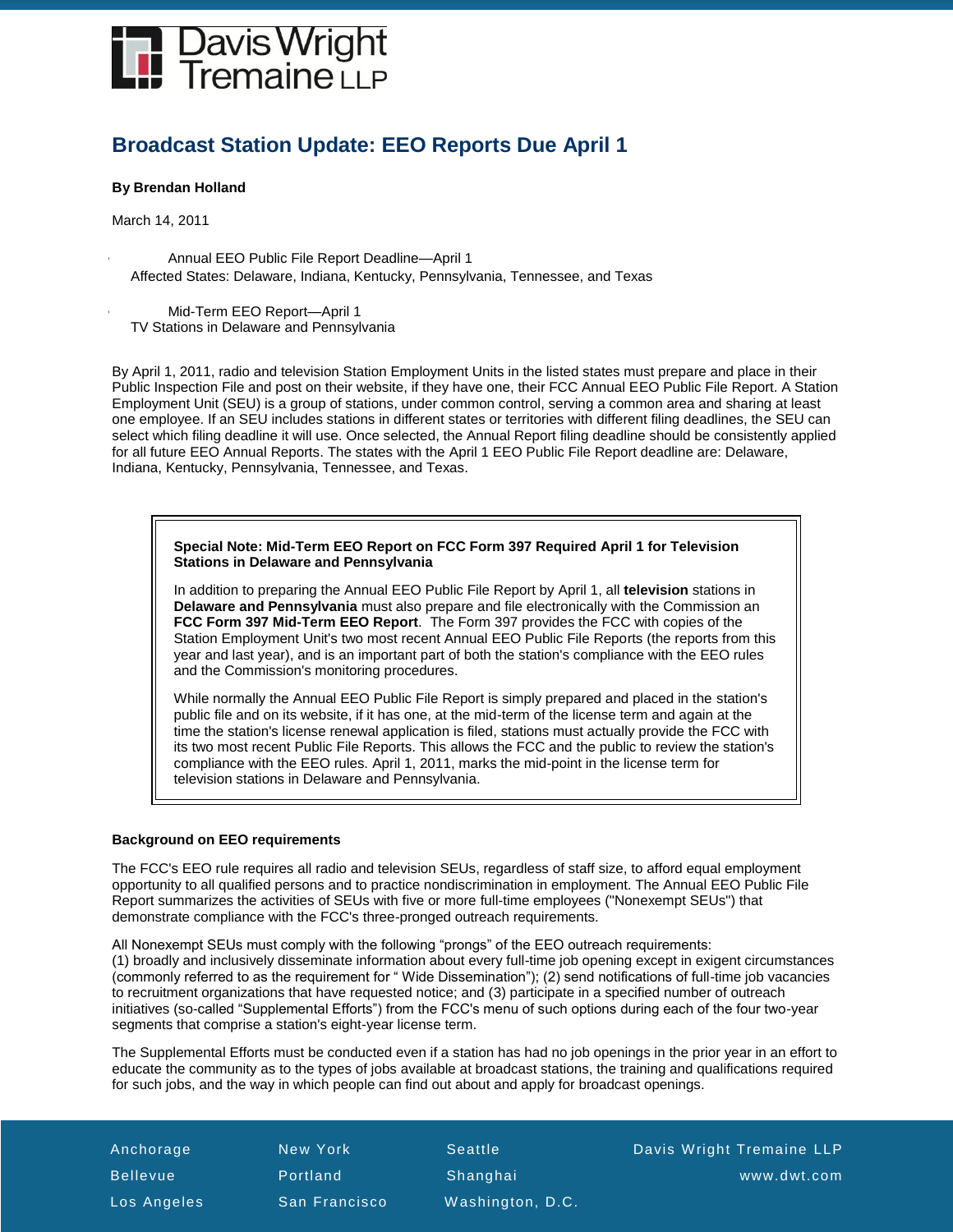Davis Wright Tremaine LLP

# Broadcast Station Update: EEO Reports Due April 1

**By Brendan Holland**

March 14, 2011

- Annual EEO Public File Report Deadline—April 1
  Affected States: Delaware, Indiana, Kentucky, Pennsylvania, Tennessee, and Texas

- Mid-Term EEO Report—April 1
  TV Stations in Delaware and Pennsylvania

By April 1, 2011, radio and television Station Employment Units in the listed states must prepare and place in their Public Inspection File and post on their website, if they have one, their FCC Annual EEO Public File Report. A Station Employment Unit (SEU) is a group of stations, under common control, serving a common area and sharing at least one employee. If an SEU includes stations in different states or territories with different filing deadlines, the SEU can select which filing deadline it will use. Once selected, the Annual Report filing deadline should be consistently applied for all future EEO Annual Reports. The states with the April 1 EEO Public File Report deadline are: Delaware, Indiana, Kentucky, Pennsylvania, Tennessee, and Texas.

> **Special Note: Mid-Term EEO Report on FCC Form 397 Required April 1 for Television Stations in Delaware and Pennsylvania**
>
> In addition to preparing the Annual EEO Public File Report by April 1, all **television** stations in **Delaware and Pennsylvania** must also prepare and file electronically with the Commission an **FCC Form 397 Mid-Term EEO Report**. The Form 397 provides the FCC with copies of the Station Employment Unit's two most recent Annual EEO Public File Reports (the reports from this year and last year), and is an important part of both the station's compliance with the EEO rules and the Commission's monitoring procedures.
>
> While normally the Annual EEO Public File Report is simply prepared and placed in the station's public file and on its website, if it has one, at the mid-term of the license term and again at the time the station's license renewal application is filed, stations must actually provide the FCC with its two most recent Public File Reports. This allows the FCC and the public to review the station's compliance with the EEO rules. April 1, 2011, marks the mid-point in the license term for television stations in Delaware and Pennsylvania.

**Background on EEO requirements**

The FCC's EEO rule requires all radio and television SEUs, regardless of staff size, to afford equal employment opportunity to all qualified persons and to practice nondiscrimination in employment. The Annual EEO Public File Report summarizes the activities of SEUs with five or more full-time employees ("Nonexempt SEUs") that demonstrate compliance with the FCC's three-pronged outreach requirements.

All Nonexempt SEUs must comply with the following "prongs" of the EEO outreach requirements:
(1) broadly and inclusively disseminate information about every full-time job opening except in exigent circumstances (commonly referred to as the requirement for " Wide Dissemination"); (2) send notifications of full-time job vacancies to recruitment organizations that have requested notice; and (3) participate in a specified number of outreach initiatives (so-called "Supplemental Efforts") from the FCC's menu of such options during each of the four two-year segments that comprise a station's eight-year license term.

The Supplemental Efforts must be conducted even if a station has had no job openings in the prior year in an effort to educate the community as to the types of jobs available at broadcast stations, the training and qualifications required for such jobs, and the way in which people can find out about and apply for broadcast openings.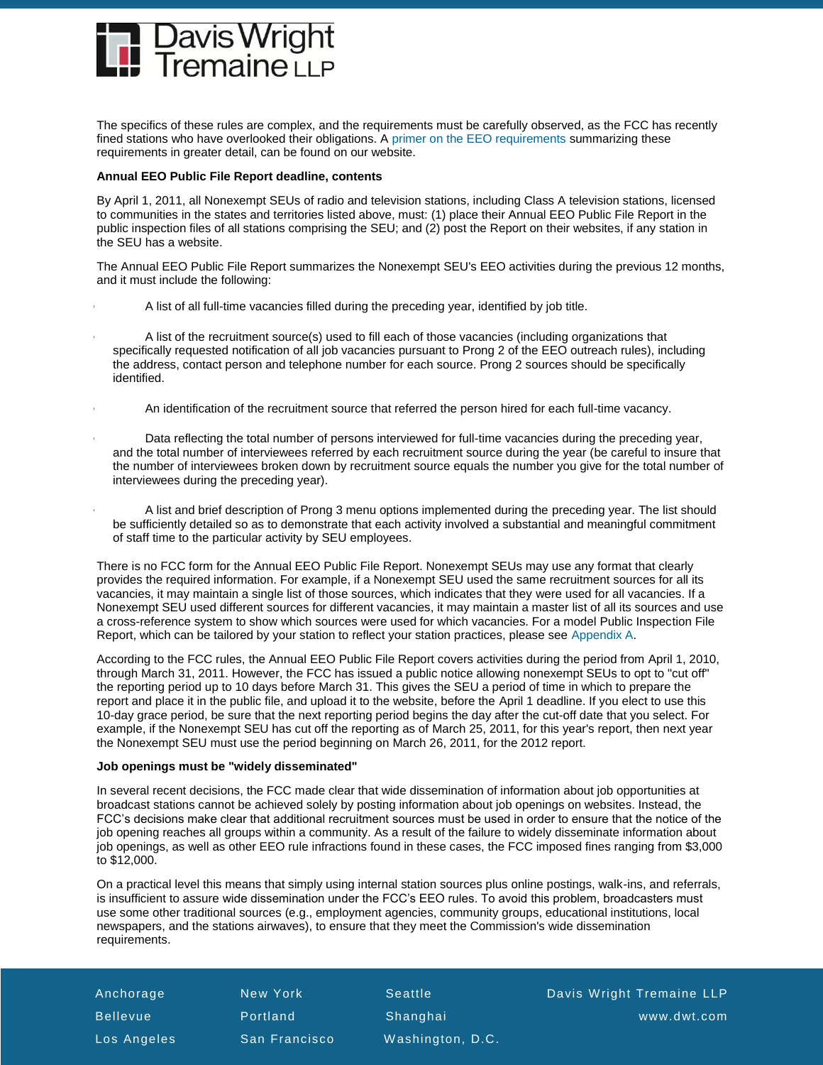The specifics of these rules are complex, and the requirements must be carefully observed, as the FCC has recently fined stations who have overlooked their obligations. A primer on the EEO requirements summarizing these requirements in greater detail, can be found on our website.

**Annual EEO Public File Report deadline, contents**

By April 1, 2011, all Nonexempt SEUs of radio and television stations, including Class A television stations, licensed to communities in the states and territories listed above, must: (1) place their Annual EEO Public File Report in the public inspection files of all stations comprising the SEU; and (2) post the Report on their websites, if any station in the SEU has a website.

The Annual EEO Public File Report summarizes the Nonexempt SEU's EEO activities during the previous 12 months, and it must include the following:

- A list of all full-time vacancies filled during the preceding year, identified by job title.
- A list of the recruitment source(s) used to fill each of those vacancies (including organizations that specifically requested notification of all job vacancies pursuant to Prong 2 of the EEO outreach rules), including the address, contact person and telephone number for each source. Prong 2 sources should be specifically identified.
- An identification of the recruitment source that referred the person hired for each full-time vacancy.
- Data reflecting the total number of persons interviewed for full-time vacancies during the preceding year, and the total number of interviewees referred by each recruitment source during the year (be careful to insure that the number of interviewees broken down by recruitment source equals the number you give for the total number of interviewees during the preceding year).
- A list and brief description of Prong 3 menu options implemented during the preceding year. The list should be sufficiently detailed so as to demonstrate that each activity involved a substantial and meaningful commitment of staff time to the particular activity by SEU employees.

There is no FCC form for the Annual EEO Public File Report. Nonexempt SEUs may use any format that clearly provides the required information. For example, if a Nonexempt SEU used the same recruitment sources for all its vacancies, it may maintain a single list of those sources, which indicates that they were used for all vacancies. If a Nonexempt SEU used different sources for different vacancies, it may maintain a master list of all its sources and use a cross-reference system to show which sources were used for which vacancies. For a model Public Inspection File Report, which can be tailored by your station to reflect your station practices, please see Appendix A.

According to the FCC rules, the Annual EEO Public File Report covers activities during the period from April 1, 2010, through March 31, 2011. However, the FCC has issued a public notice allowing nonexempt SEUs to opt to "cut off" the reporting period up to 10 days before March 31. This gives the SEU a period of time in which to prepare the report and place it in the public file, and upload it to the website, before the April 1 deadline. If you elect to use this 10-day grace period, be sure that the next reporting period begins the day after the cut-off date that you select. For example, if the Nonexempt SEU has cut off the reporting as of March 25, 2011, for this year's report, then next year the Nonexempt SEU must use the period beginning on March 26, 2011, for the 2012 report.

**Job openings must be "widely disseminated"**

In several recent decisions, the FCC made clear that wide dissemination of information about job opportunities at broadcast stations cannot be achieved solely by posting information about job openings on websites. Instead, the FCC's decisions make clear that additional recruitment sources must be used in order to ensure that the notice of the job opening reaches all groups within a community. As a result of the failure to widely disseminate information about job openings, as well as other EEO rule infractions found in these cases, the FCC imposed fines ranging from $3,000 to $12,000.

On a practical level this means that simply using internal station sources plus online postings, walk-ins, and referrals, is insufficient to assure wide dissemination under the FCC's EEO rules. To avoid this problem, broadcasters must use some other traditional sources (e.g., employment agencies, community groups, educational institutions, local newspapers, and the stations airwaves), to ensure that they meet the Commission's wide dissemination requirements.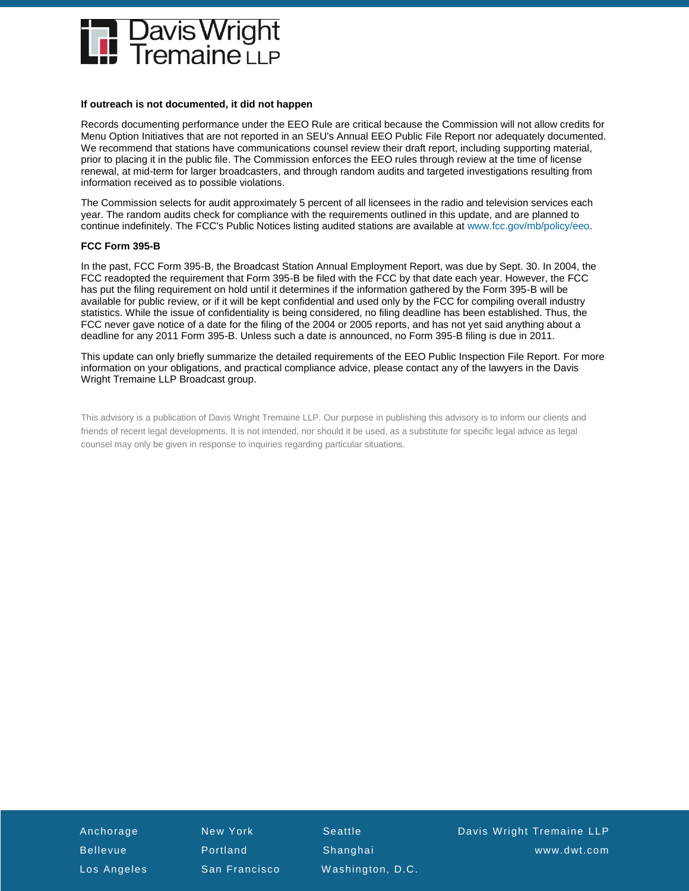**If outreach is not documented, it did not happen**

Records documenting performance under the EEO Rule are critical because the Commission will not allow credits for Menu Option Initiatives that are not reported in an SEU's Annual EEO Public File Report nor adequately documented. We recommend that stations have communications counsel review their draft report, including supporting material, prior to placing it in the public file. The Commission enforces the EEO rules through review at the time of license renewal, at mid-term for larger broadcasters, and through random audits and targeted investigations resulting from information received as to possible violations.

The Commission selects for audit approximately 5 percent of all licensees in the radio and television services each year. The random audits check for compliance with the requirements outlined in this update, and are planned to continue indefinitely. The FCC's Public Notices listing audited stations are available at www.fcc.gov/mb/policy/eeo.

**FCC Form 395-B**

In the past, FCC Form 395-B, the Broadcast Station Annual Employment Report, was due by Sept. 30. In 2004, the FCC readopted the requirement that Form 395-B be filed with the FCC by that date each year. However, the FCC has put the filing requirement on hold until it determines if the information gathered by the Form 395-B will be available for public review, or if it will be kept confidential and used only by the FCC for compiling overall industry statistics. While the issue of confidentiality is being considered, no filing deadline has been established. Thus, the FCC never gave notice of a date for the filing of the 2004 or 2005 reports, and has not yet said anything about a deadline for any 2011 Form 395-B. Unless such a date is announced, no Form 395-B filing is due in 2011.

This update can only briefly summarize the detailed requirements of the EEO Public Inspection File Report. For more information on your obligations, and practical compliance advice, please contact any of the lawyers in the Davis Wright Tremaine LLP Broadcast group.

This advisory is a publication of Davis Wright Tremaine LLP. Our purpose in publishing this advisory is to inform our clients and friends of recent legal developments. It is not intended, nor should it be used, as a substitute for specific legal advice as legal counsel may only be given in response to inquiries regarding particular situations.

Anchorage
Bellevue
Los Angeles
New York
Portland
San Francisco
Seattle
Shanghai
Washington, D.C.

Davis Wright Tremaine LLP
www.dwt.com